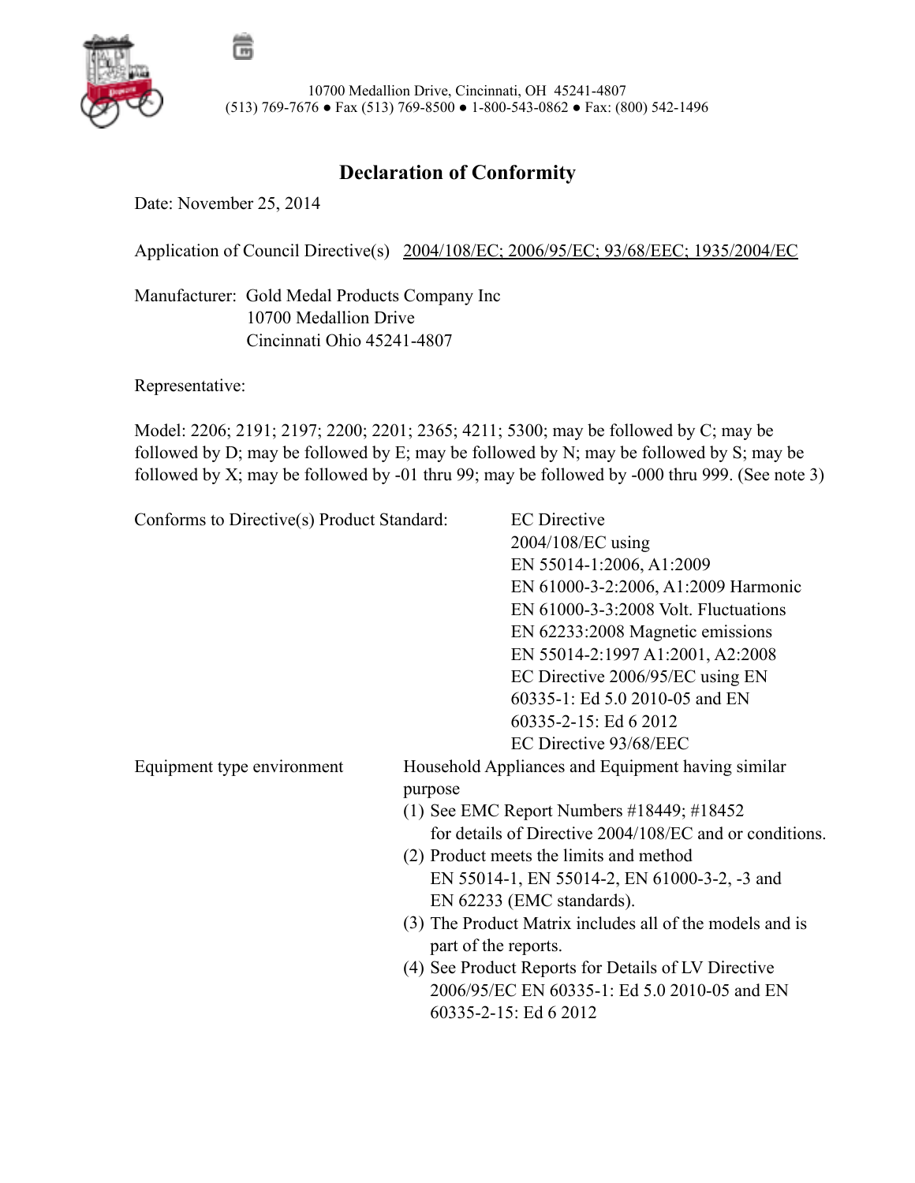10700 Medallion Drive, Cincinnati, OH 45241-4807
(513) 769-7676 ● Fax (513) 769-8500 ● 1-800-543-0862 ● Fax: (800) 542-1496

# Declaration of Conformity

Date: November 25, 2014

Application of Council Directive(s) 2004/108/EC; 2006/95/EC; 93/68/EEC; 1935/2004/EC

Manufacturer: Gold Medal Products Company Inc
10700 Medallion Drive
Cincinnati Ohio 45241-4807

Representative:

Model: 2206; 2191; 2197; 2200; 2201; 2365; 4211; 5300; may be followed by C; may be followed by D; may be followed by E; may be followed by N; may be followed by S; may be followed by X; may be followed by -01 thru 99; may be followed by -000 thru 999. (See note 3)

Conforms to Directive(s) Product Standard:

EC Directive
2004/108/EC using
EN 55014-1:2006, A1:2009
EN 61000-3-2:2006, A1:2009 Harmonic
EN 61000-3-3:2008 Volt. Fluctuations
EN 62233:2008 Magnetic emissions
EN 55014-2:1997 A1:2001, A2:2008
EC Directive 2006/95/EC using EN 60335-1: Ed 5.0 2010-05 and EN 60335-2-15: Ed 6 2012
EC Directive 93/68/EEC

Equipment type environment: Household Appliances and Equipment having similar purpose

1. See EMC Report Numbers #18449; #18452 for details of Directive 2004/108/EC and or conditions.
2. Product meets the limits and method EN 55014-1, EN 55014-2, EN 61000-3-2, -3 and EN 62233 (EMC standards).
3. The Product Matrix includes all of the models and is part of the reports.
4. See Product Reports for Details of LV Directive 2006/95/EC EN 60335-1: Ed 5.0 2010-05 and EN 60335-2-15: Ed 6 2012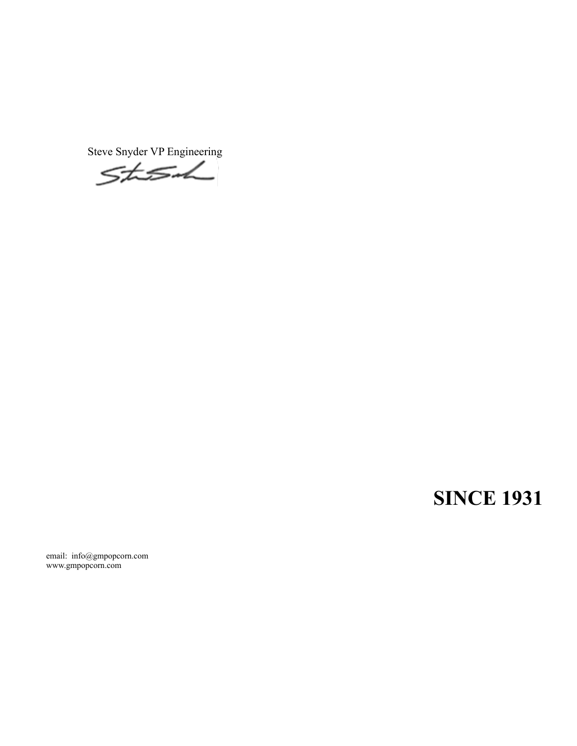Steve Snyder VP Engineering

**SINCE 1931**

email: info@gmpopcorn.com
www.gmpopcorn.com